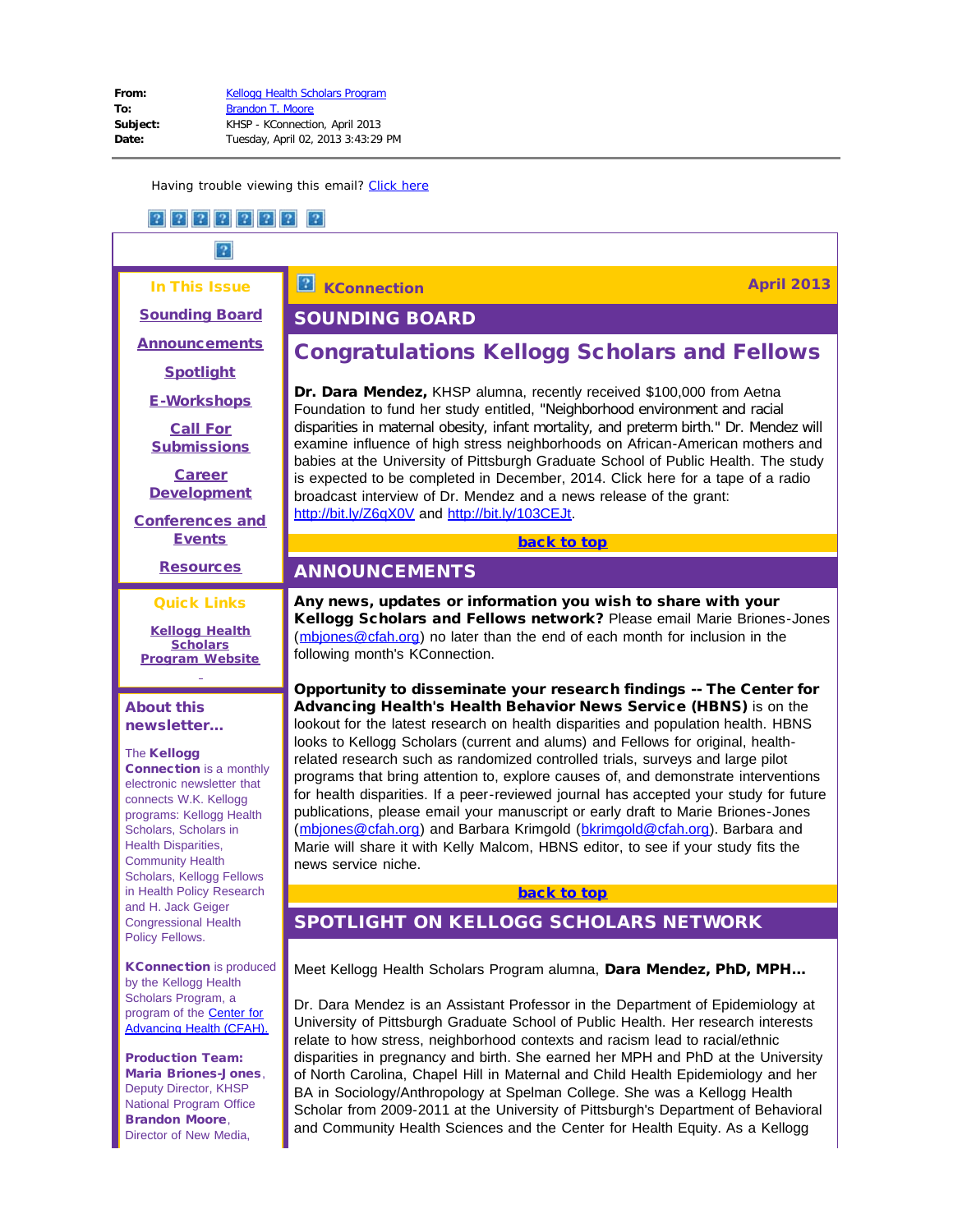**From:** Kellogg Health Scholars Program
**To:** Brandon T. Moore
**Subject:** KHSP - KConnection, April 2013
**Date:** Tuesday, April 02, 2013 3:43:29 PM

Having trouble viewing this email? Click here

**In This Issue**

Sounding Board

Announcements

Spotlight

E-Workshops

Call For Submissions

Career Development

Conferences and Events

Resources

**Quick Links**

Kellogg Health Scholars Program Website

**About this newsletter...**

The **Kellogg Connection** is a monthly electronic newsletter that connects W.K. Kellogg programs: Kellogg Health Scholars, Scholars in Health Disparities, Community Health Scholars, Kellogg Fellows in Health Policy Research and H. Jack Geiger Congressional Health Policy Fellows.

**KConnection** is produced by the Kellogg Health Scholars Program, a program of the Center for Advancing Health (CFAH).

**Production Team:**
**Maria Briones-Jones**, Deputy Director, KHSP National Program Office
**Brandon Moore**, Director of New Media,

# KConnection — April 2013

## SOUNDING BOARD

### Congratulations Kellogg Scholars and Fellows

**Dr. Dara Mendez,** KHSP alumna, recently received $100,000 from Aetna Foundation to fund her study entitled, "Neighborhood environment and racial disparities in maternal obesity, infant mortality, and preterm birth." Dr. Mendez will examine influence of high stress neighborhoods on African-American mothers and babies at the University of Pittsburgh Graduate School of Public Health. The study is expected to be completed in December, 2014. Click here for a tape of a radio broadcast interview of Dr. Mendez and a news release of the grant: http://bit.ly/Z6qX0V and http://bit.ly/103CEJt.

back to top

## ANNOUNCEMENTS

**Any news, updates or information you wish to share with your Kellogg Scholars and Fellows network?** Please email Marie Briones-Jones (mbjones@cfah.org) no later than the end of each month for inclusion in the following month's KConnection.

**Opportunity to disseminate your research findings -- The Center for Advancing Health's Health Behavior News Service (HBNS)** is on the lookout for the latest research on health disparities and population health. HBNS looks to Kellogg Scholars (current and alums) and Fellows for original, health-related research such as randomized controlled trials, surveys and large pilot programs that bring attention to, explore causes of, and demonstrate interventions for health disparities. If a peer-reviewed journal has accepted your study for future publications, please email your manuscript or early draft to Marie Briones-Jones (mbjones@cfah.org) and Barbara Krimgold (bkrimgold@cfah.org). Barbara and Marie will share it with Kelly Malcom, HBNS editor, to see if your study fits the news service niche.

back to top

## SPOTLIGHT ON KELLOGG SCHOLARS NETWORK

Meet Kellogg Health Scholars Program alumna, **Dara Mendez, PhD, MPH...**

Dr. Dara Mendez is an Assistant Professor in the Department of Epidemiology at University of Pittsburgh Graduate School of Public Health. Her research interests relate to how stress, neighborhood contexts and racism lead to racial/ethnic disparities in pregnancy and birth. She earned her MPH and PhD at the University of North Carolina, Chapel Hill in Maternal and Child Health Epidemiology and her BA in Sociology/Anthropology at Spelman College. She was a Kellogg Health Scholar from 2009-2011 at the University of Pittsburgh's Department of Behavioral and Community Health Sciences and the Center for Health Equity. As a Kellogg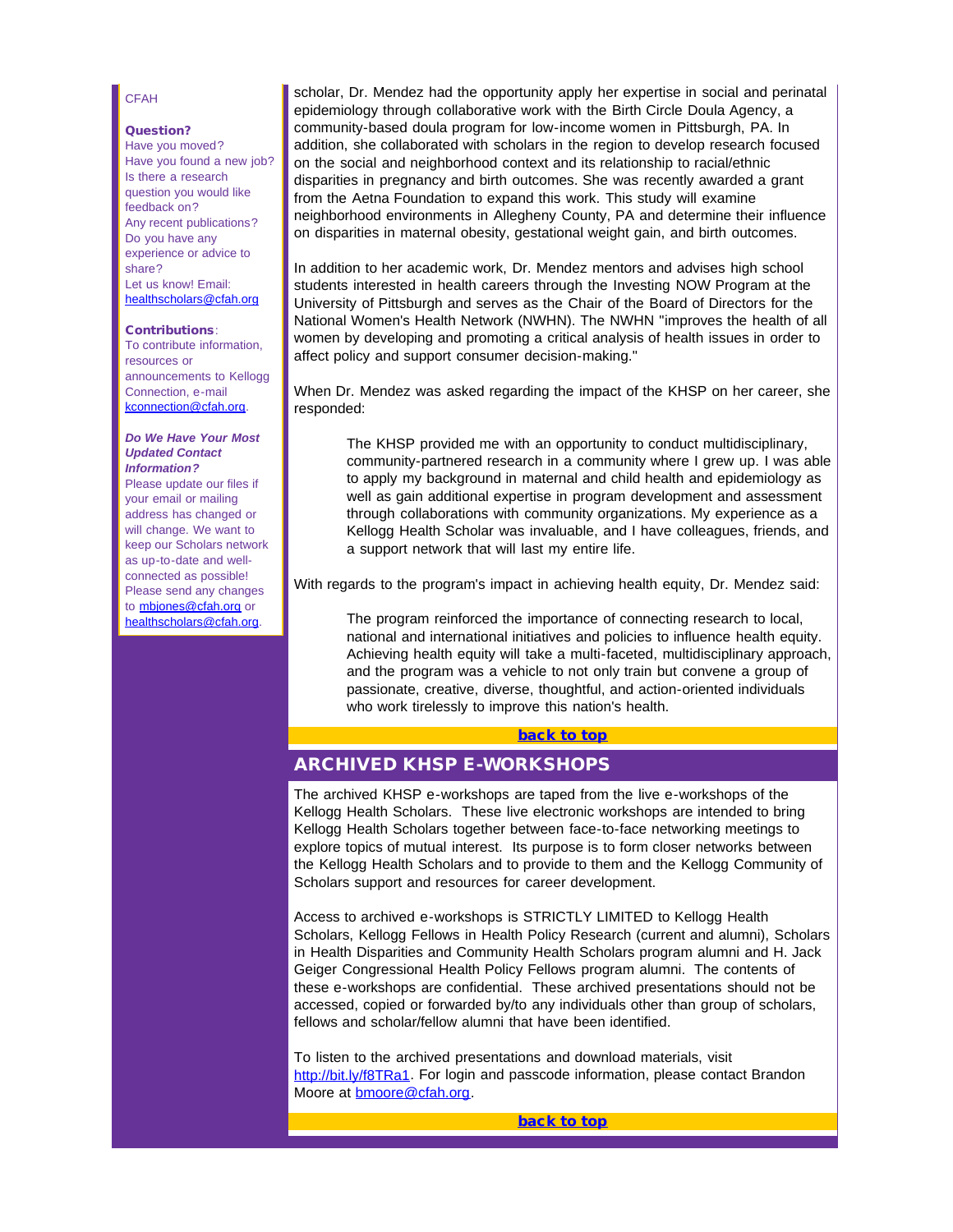CFAH

**Question?**
Have you moved?
Have you found a new job?
Is there a research question you would like feedback on?
Any recent publications?
Do you have any experience or advice to share?
Let us know! Email: healthscholars@cfah.org

**Contributions**:
To contribute information, resources or announcements to Kellogg Connection, e-mail kconnection@cfah.org.

***Do We Have Your Most Updated Contact Information?***
Please update our files if your email or mailing address has changed or will change. We want to keep our Scholars network as up-to-date and well-connected as possible! Please send any changes to mbjones@cfah.org or healthscholars@cfah.org.

scholar, Dr. Mendez had the opportunity apply her expertise in social and perinatal epidemiology through collaborative work with the Birth Circle Doula Agency, a community-based doula program for low-income women in Pittsburgh, PA. In addition, she collaborated with scholars in the region to develop research focused on the social and neighborhood context and its relationship to racial/ethnic disparities in pregnancy and birth outcomes. She was recently awarded a grant from the Aetna Foundation to expand this work. This study will examine neighborhood environments in Allegheny County, PA and determine their influence on disparities in maternal obesity, gestational weight gain, and birth outcomes.

In addition to her academic work, Dr. Mendez mentors and advises high school students interested in health careers through the Investing NOW Program at the University of Pittsburgh and serves as the Chair of the Board of Directors for the National Women's Health Network (NWHN). The NWHN "improves the health of all women by developing and promoting a critical analysis of health issues in order to affect policy and support consumer decision-making."

When Dr. Mendez was asked regarding the impact of the KHSP on her career, she responded:

> The KHSP provided me with an opportunity to conduct multidisciplinary, community-partnered research in a community where I grew up. I was able to apply my background in maternal and child health and epidemiology as well as gain additional expertise in program development and assessment through collaborations with community organizations. My experience as a Kellogg Health Scholar was invaluable, and I have colleagues, friends, and a support network that will last my entire life.

With regards to the program's impact in achieving health equity, Dr. Mendez said:

> The program reinforced the importance of connecting research to local, national and international initiatives and policies to influence health equity. Achieving health equity will take a multi-faceted, multidisciplinary approach, and the program was a vehicle to not only train but convene a group of passionate, creative, diverse, thoughtful, and action-oriented individuals who work tirelessly to improve this nation's health.

**back to top**

## ARCHIVED KHSP E-WORKSHOPS

The archived KHSP e-workshops are taped from the live e-workshops of the Kellogg Health Scholars. These live electronic workshops are intended to bring Kellogg Health Scholars together between face-to-face networking meetings to explore topics of mutual interest. Its purpose is to form closer networks between the Kellogg Health Scholars and to provide to them and the Kellogg Community of Scholars support and resources for career development.

Access to archived e-workshops is STRICTLY LIMITED to Kellogg Health Scholars, Kellogg Fellows in Health Policy Research (current and alumni), Scholars in Health Disparities and Community Health Scholars program alumni and H. Jack Geiger Congressional Health Policy Fellows program alumni. The contents of these e-workshops are confidential. These archived presentations should not be accessed, copied or forwarded by/to any individuals other than group of scholars, fellows and scholar/fellow alumni that have been identified.

To listen to the archived presentations and download materials, visit http://bit.ly/f8TRa1. For login and passcode information, please contact Brandon Moore at bmoore@cfah.org.

**back to top**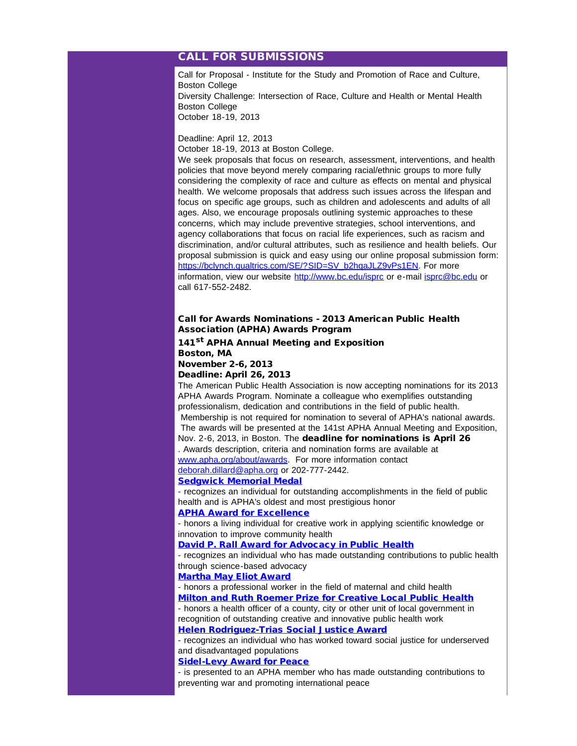## CALL FOR SUBMISSIONS

Call for Proposal - Institute for the Study and Promotion of Race and Culture, Boston College
Diversity Challenge: Intersection of Race, Culture and Health or Mental Health
Boston College
October 18-19, 2013

Deadline: April 12, 2013
October 18-19, 2013 at Boston College.
We seek proposals that focus on research, assessment, interventions, and health policies that move beyond merely comparing racial/ethnic groups to more fully considering the complexity of race and culture as effects on mental and physical health. We welcome proposals that address such issues across the lifespan and focus on specific age groups, such as children and adolescents and adults of all ages. Also, we encourage proposals outlining systemic approaches to these concerns, which may include preventive strategies, school interventions, and agency collaborations that focus on racial life experiences, such as racism and discrimination, and/or cultural attributes, such as resilience and health beliefs. Our proposal submission is quick and easy using our online proposal submission form: https://bclynch.qualtrics.com/SE/?SID=SV_b2hqaJLZ9vPs1EN. For more information, view our website http://www.bc.edu/isprc or e-mail isprc@bc.edu or call 617-552-2482.

**Call for Awards Nominations - 2013 American Public Health Association (APHA) Awards Program**
**141st APHA Annual Meeting and Exposition**
**Boston, MA**
**November 2-6, 2013**
**Deadline: April 26, 2013**

The American Public Health Association is now accepting nominations for its 2013 APHA Awards Program. Nominate a colleague who exemplifies outstanding professionalism, dedication and contributions in the field of public health. Membership is not required for nomination to several of APHA's national awards. The awards will be presented at the 141st APHA Annual Meeting and Exposition, Nov. 2-6, 2013, in Boston. The **deadline for nominations is April 26**. Awards description, criteria and nomination forms are available at www.apha.org/about/awards. For more information contact deborah.dillard@apha.org or 202-777-2442.

**Sedgwick Memorial Medal**
- recognizes an individual for outstanding accomplishments in the field of public health and is APHA's oldest and most prestigious honor

**APHA Award for Excellence**
- honors a living individual for creative work in applying scientific knowledge or innovation to improve community health

**David P. Rall Award for Advocacy in Public Health**
- recognizes an individual who has made outstanding contributions to public health through science-based advocacy

**Martha May Eliot Award**
- honors a professional worker in the field of maternal and child health

**Milton and Ruth Roemer Prize for Creative Local Public Health**
- honors a health officer of a county, city or other unit of local government in recognition of outstanding creative and innovative public health work

**Helen Rodriguez-Trias Social Justice Award**
- recognizes an individual who has worked toward social justice for underserved and disadvantaged populations

**Sidel-Levy Award for Peace**
- is presented to an APHA member who has made outstanding contributions to preventing war and promoting international peace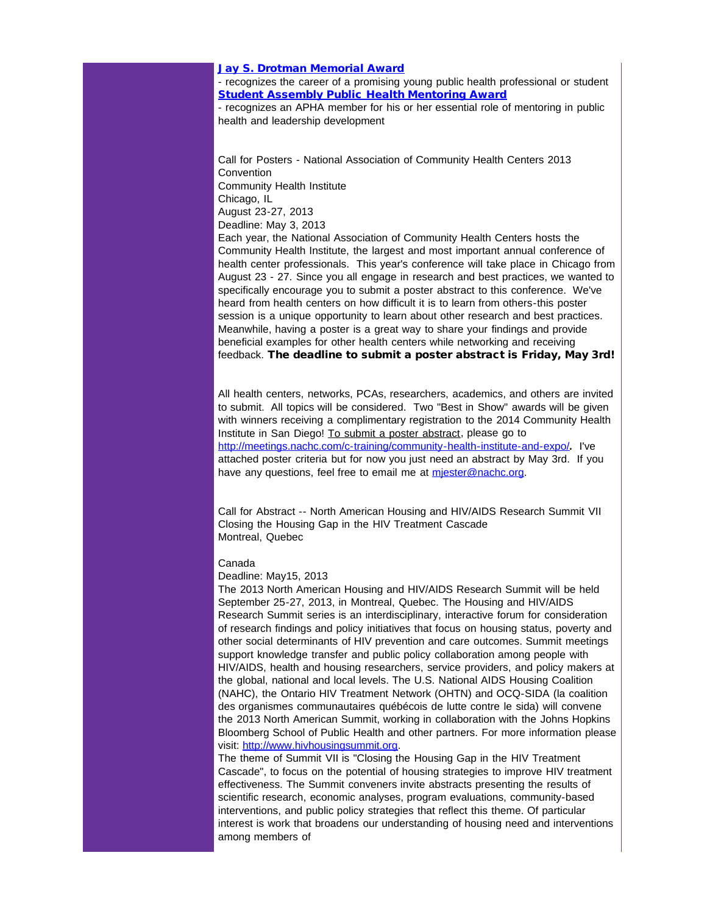**[Jay S. Drotman Memorial Award](#)**
- recognizes the career of a promising young public health professional or student
**[Student Assembly Public Health Mentoring Award](#)**
- recognizes an APHA member for his or her essential role of mentoring in public health and leadership development

Call for Posters - National Association of Community Health Centers 2013 Convention
Community Health Institute
Chicago, IL
August 23-27, 2013
Deadline: May 3, 2013
Each year, the National Association of Community Health Centers hosts the Community Health Institute, the largest and most important annual conference of health center professionals. This year's conference will take place in Chicago from August 23 - 27. Since you all engage in research and best practices, we wanted to specifically encourage you to submit a poster abstract to this conference. We've heard from health centers on how difficult it is to learn from others-this poster session is a unique opportunity to learn about other research and best practices. Meanwhile, having a poster is a great way to share your findings and provide beneficial examples for other health centers while networking and receiving feedback. **The deadline to submit a poster abstract is Friday, May 3rd!**

All health centers, networks, PCAs, researchers, academics, and others are invited to submit. All topics will be considered. Two "Best in Show" awards will be given with winners receiving a complimentary registration to the 2014 Community Health Institute in San Diego! To submit a poster abstract, please go to http://meetings.nachc.com/c-training/community-health-institute-and-expo/. I've attached poster criteria but for now you just need an abstract by May 3rd. If you have any questions, feel free to email me at mjester@nachc.org.

Call for Abstract -- North American Housing and HIV/AIDS Research Summit VII
Closing the Housing Gap in the HIV Treatment Cascade
Montreal, Quebec

Canada
Deadline: May15, 2013
The 2013 North American Housing and HIV/AIDS Research Summit will be held September 25-27, 2013, in Montreal, Quebec. The Housing and HIV/AIDS Research Summit series is an interdisciplinary, interactive forum for consideration of research findings and policy initiatives that focus on housing status, poverty and other social determinants of HIV prevention and care outcomes. Summit meetings support knowledge transfer and public policy collaboration among people with HIV/AIDS, health and housing researchers, service providers, and policy makers at the global, national and local levels. The U.S. National AIDS Housing Coalition (NAHC), the Ontario HIV Treatment Network (OHTN) and OCQ-SIDA (la coalition des organismes communautaires québécois de lutte contre le sida) will convene the 2013 North American Summit, working in collaboration with the Johns Hopkins Bloomberg School of Public Health and other partners. For more information please visit: http://www.hivhousingsummit.org.
The theme of Summit VII is "Closing the Housing Gap in the HIV Treatment Cascade", to focus on the potential of housing strategies to improve HIV treatment effectiveness. The Summit conveners invite abstracts presenting the results of scientific research, economic analyses, program evaluations, community-based interventions, and public policy strategies that reflect this theme. Of particular interest is work that broadens our understanding of housing need and interventions among members of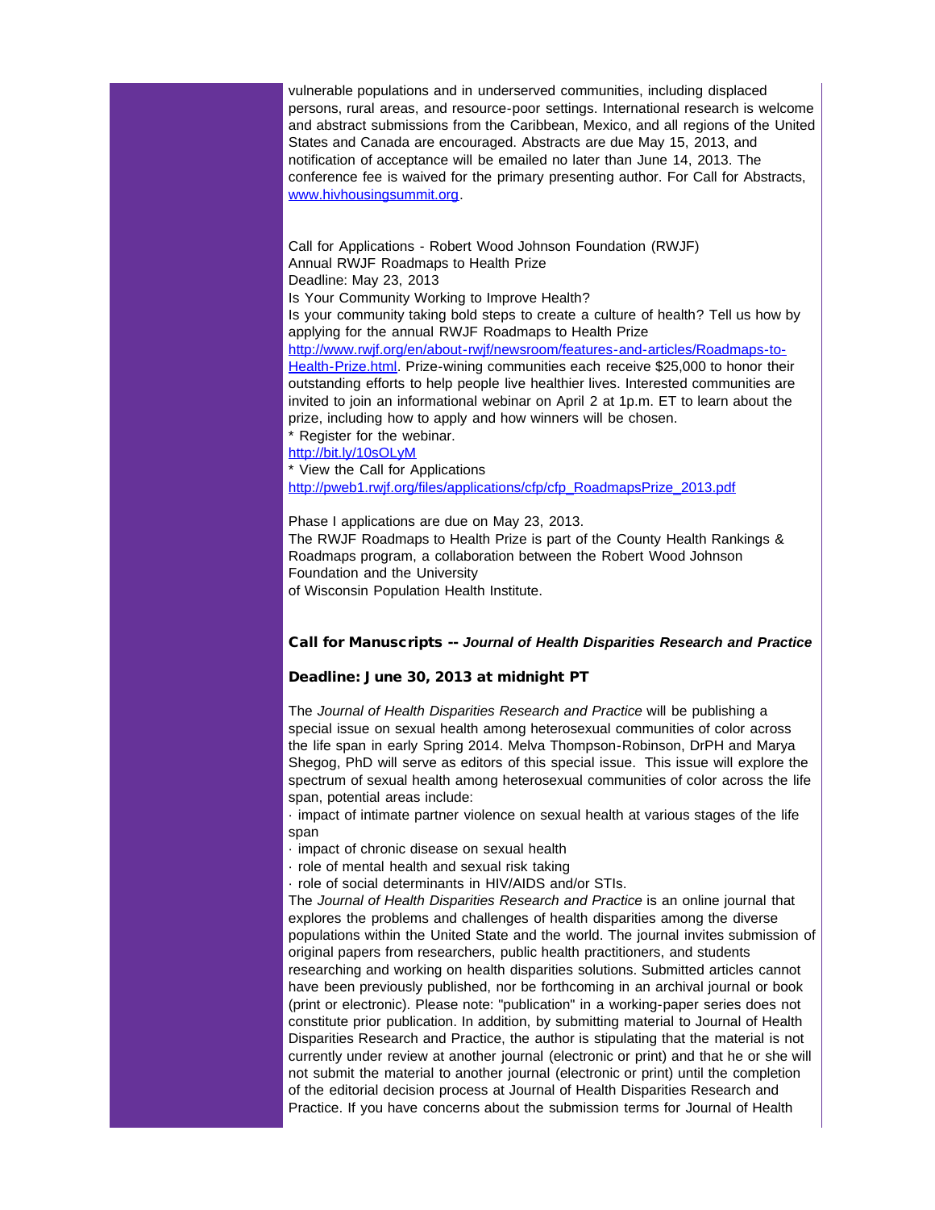vulnerable populations and in underserved communities, including displaced persons, rural areas, and resource-poor settings. International research is welcome and abstract submissions from the Caribbean, Mexico, and all regions of the United States and Canada are encouraged. Abstracts are due May 15, 2013, and notification of acceptance will be emailed no later than June 14, 2013. The conference fee is waived for the primary presenting author. For Call for Abstracts, [www.hivhousingsummit.org](www.hivhousingsummit.org).

Call for Applications - Robert Wood Johnson Foundation (RWJF)
Annual RWJF Roadmaps to Health Prize
Deadline: May 23, 2013
Is Your Community Working to Improve Health?
Is your community taking bold steps to create a culture of health? Tell us how by applying for the annual RWJF Roadmaps to Health Prize [http://www.rwjf.org/en/about-rwjf/newsroom/features-and-articles/Roadmaps-to-Health-Prize.html](http://www.rwjf.org/en/about-rwjf/newsroom/features-and-articles/Roadmaps-to-Health-Prize.html). Prize-wining communities each receive $25,000 to honor their outstanding efforts to help people live healthier lives. Interested communities are invited to join an informational webinar on April 2 at 1p.m. ET to learn about the prize, including how to apply and how winners will be chosen.
* Register for the webinar.
[http://bit.ly/10sOLyM](http://bit.ly/10sOLyM)
* View the Call for Applications
[http://pweb1.rwjf.org/files/applications/cfp/cfp_RoadmapsPrize_2013.pdf](http://pweb1.rwjf.org/files/applications/cfp/cfp_RoadmapsPrize_2013.pdf)

Phase I applications are due on May 23, 2013.
The RWJF Roadmaps to Health Prize is part of the County Health Rankings & Roadmaps program, a collaboration between the Robert Wood Johnson Foundation and the University
of Wisconsin Population Health Institute.

**Call for Manuscripts -- *Journal of Health Disparities Research and Practice***

**Deadline: June 30, 2013 at midnight PT**

The *Journal of Health Disparities Research and Practice* will be publishing a special issue on sexual health among heterosexual communities of color across the life span in early Spring 2014. Melva Thompson-Robinson, DrPH and Marya Shegog, PhD will serve as editors of this special issue. This issue will explore the spectrum of sexual health among heterosexual communities of color across the life span, potential areas include:

· impact of intimate partner violence on sexual health at various stages of the life span
· impact of chronic disease on sexual health
· role of mental health and sexual risk taking
· role of social determinants in HIV/AIDS and/or STIs.

The *Journal of Health Disparities Research and Practice* is an online journal that explores the problems and challenges of health disparities among the diverse populations within the United State and the world. The journal invites submission of original papers from researchers, public health practitioners, and students researching and working on health disparities solutions. Submitted articles cannot have been previously published, nor be forthcoming in an archival journal or book (print or electronic). Please note: "publication" in a working-paper series does not constitute prior publication. In addition, by submitting material to Journal of Health Disparities Research and Practice, the author is stipulating that the material is not currently under review at another journal (electronic or print) and that he or she will not submit the material to another journal (electronic or print) until the completion of the editorial decision process at Journal of Health Disparities Research and Practice. If you have concerns about the submission terms for Journal of Health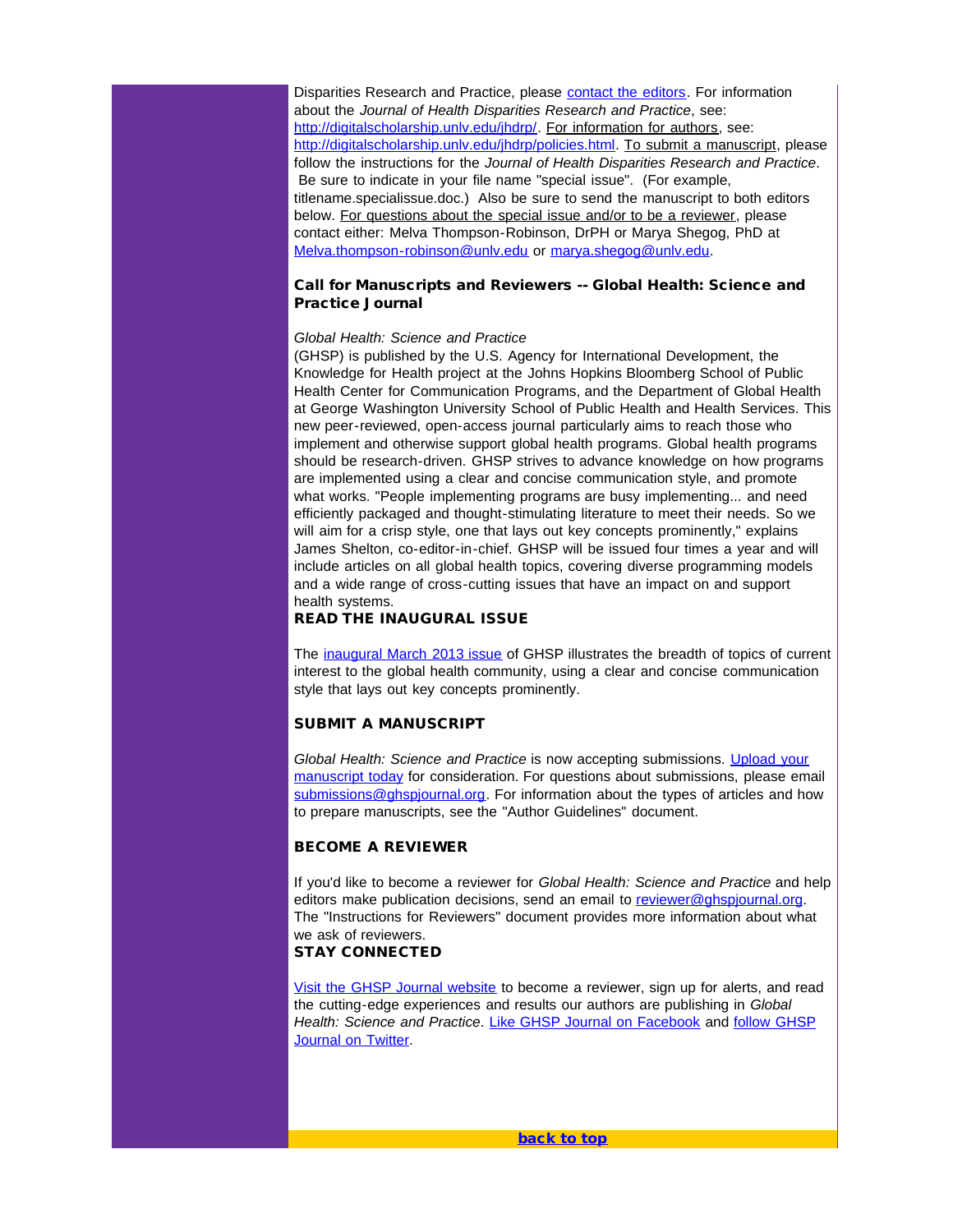Disparities Research and Practice, please contact the editors. For information about the *Journal of Health Disparities Research and Practice*, see: http://digitalscholarship.unlv.edu/jhdrp/. For information for authors, see: http://digitalscholarship.unlv.edu/jhdrp/policies.html. To submit a manuscript, please follow the instructions for the *Journal of Health Disparities Research and Practice*. Be sure to indicate in your file name "special issue". (For example, titlename.specialissue.doc.) Also be sure to send the manuscript to both editors below. For questions about the special issue and/or to be a reviewer, please contact either: Melva Thompson-Robinson, DrPH or Marya Shegog, PhD at Melva.thompson-robinson@unlv.edu or marya.shegog@unlv.edu.

### Call for Manuscripts and Reviewers -- Global Health: Science and Practice Journal

*Global Health: Science and Practice*
(GHSP) is published by the U.S. Agency for International Development, the Knowledge for Health project at the Johns Hopkins Bloomberg School of Public Health Center for Communication Programs, and the Department of Global Health at George Washington University School of Public Health and Health Services. This new peer-reviewed, open-access journal particularly aims to reach those who implement and otherwise support global health programs. Global health programs should be research-driven. GHSP strives to advance knowledge on how programs are implemented using a clear and concise communication style, and promote what works. "People implementing programs are busy implementing... and need efficiently packaged and thought-stimulating literature to meet their needs. So we will aim for a crisp style, one that lays out key concepts prominently," explains James Shelton, co-editor-in-chief. GHSP will be issued four times a year and will include articles on all global health topics, covering diverse programming models and a wide range of cross-cutting issues that have an impact on and support health systems.

**READ THE INAUGURAL ISSUE**

The inaugural March 2013 issue of GHSP illustrates the breadth of topics of current interest to the global health community, using a clear and concise communication style that lays out key concepts prominently.

**SUBMIT A MANUSCRIPT**

*Global Health: Science and Practice* is now accepting submissions. Upload your manuscript today for consideration. For questions about submissions, please email submissions@ghspjournal.org. For information about the types of articles and how to prepare manuscripts, see the "Author Guidelines" document.

**BECOME A REVIEWER**

If you'd like to become a reviewer for *Global Health: Science and Practice* and help editors make publication decisions, send an email to reviewer@ghspjournal.org. The "Instructions for Reviewers" document provides more information about what we ask of reviewers.

**STAY CONNECTED**

Visit the GHSP Journal website to become a reviewer, sign up for alerts, and read the cutting-edge experiences and results our authors are publishing in *Global Health: Science and Practice*. Like GHSP Journal on Facebook and follow GHSP Journal on Twitter.

**back to top**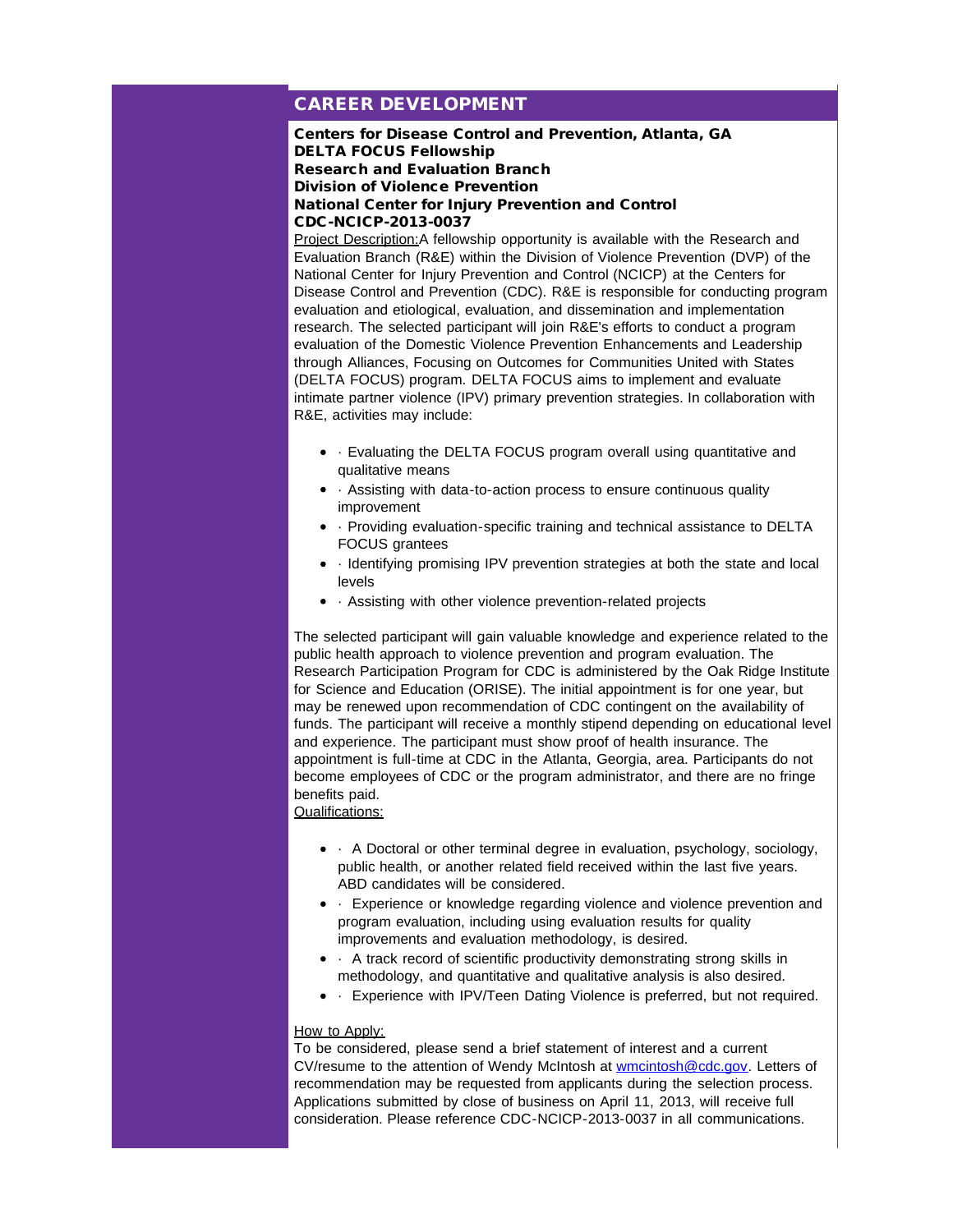## CAREER DEVELOPMENT

**Centers for Disease Control and Prevention, Atlanta, GA**
**DELTA FOCUS Fellowship**
**Research and Evaluation Branch**
**Division of Violence Prevention**
**National Center for Injury Prevention and Control**
**CDC-NCICP-2013-0037**

Project Description: A fellowship opportunity is available with the Research and Evaluation Branch (R&E) within the Division of Violence Prevention (DVP) of the National Center for Injury Prevention and Control (NCICP) at the Centers for Disease Control and Prevention (CDC). R&E is responsible for conducting program evaluation and etiological, evaluation, and dissemination and implementation research. The selected participant will join R&E's efforts to conduct a program evaluation of the Domestic Violence Prevention Enhancements and Leadership through Alliances, Focusing on Outcomes for Communities United with States (DELTA FOCUS) program. DELTA FOCUS aims to implement and evaluate intimate partner violence (IPV) primary prevention strategies. In collaboration with R&E, activities may include:

- · Evaluating the DELTA FOCUS program overall using quantitative and qualitative means
- · Assisting with data-to-action process to ensure continuous quality improvement
- · Providing evaluation-specific training and technical assistance to DELTA FOCUS grantees
- · Identifying promising IPV prevention strategies at both the state and local levels
- · Assisting with other violence prevention-related projects

The selected participant will gain valuable knowledge and experience related to the public health approach to violence prevention and program evaluation. The Research Participation Program for CDC is administered by the Oak Ridge Institute for Science and Education (ORISE). The initial appointment is for one year, but may be renewed upon recommendation of CDC contingent on the availability of funds. The participant will receive a monthly stipend depending on educational level and experience. The participant must show proof of health insurance. The appointment is full-time at CDC in the Atlanta, Georgia, area. Participants do not become employees of CDC or the program administrator, and there are no fringe benefits paid.

Qualifications:

- · A Doctoral or other terminal degree in evaluation, psychology, sociology, public health, or another related field received within the last five years. ABD candidates will be considered.
- · Experience or knowledge regarding violence and violence prevention and program evaluation, including using evaluation results for quality improvements and evaluation methodology, is desired.
- · A track record of scientific productivity demonstrating strong skills in methodology, and quantitative and qualitative analysis is also desired.
- · Experience with IPV/Teen Dating Violence is preferred, but not required.

How to Apply:

To be considered, please send a brief statement of interest and a current CV/resume to the attention of Wendy McIntosh at wmcintosh@cdc.gov. Letters of recommendation may be requested from applicants during the selection process. Applications submitted by close of business on April 11, 2013, will receive full consideration. Please reference CDC-NCICP-2013-0037 in all communications.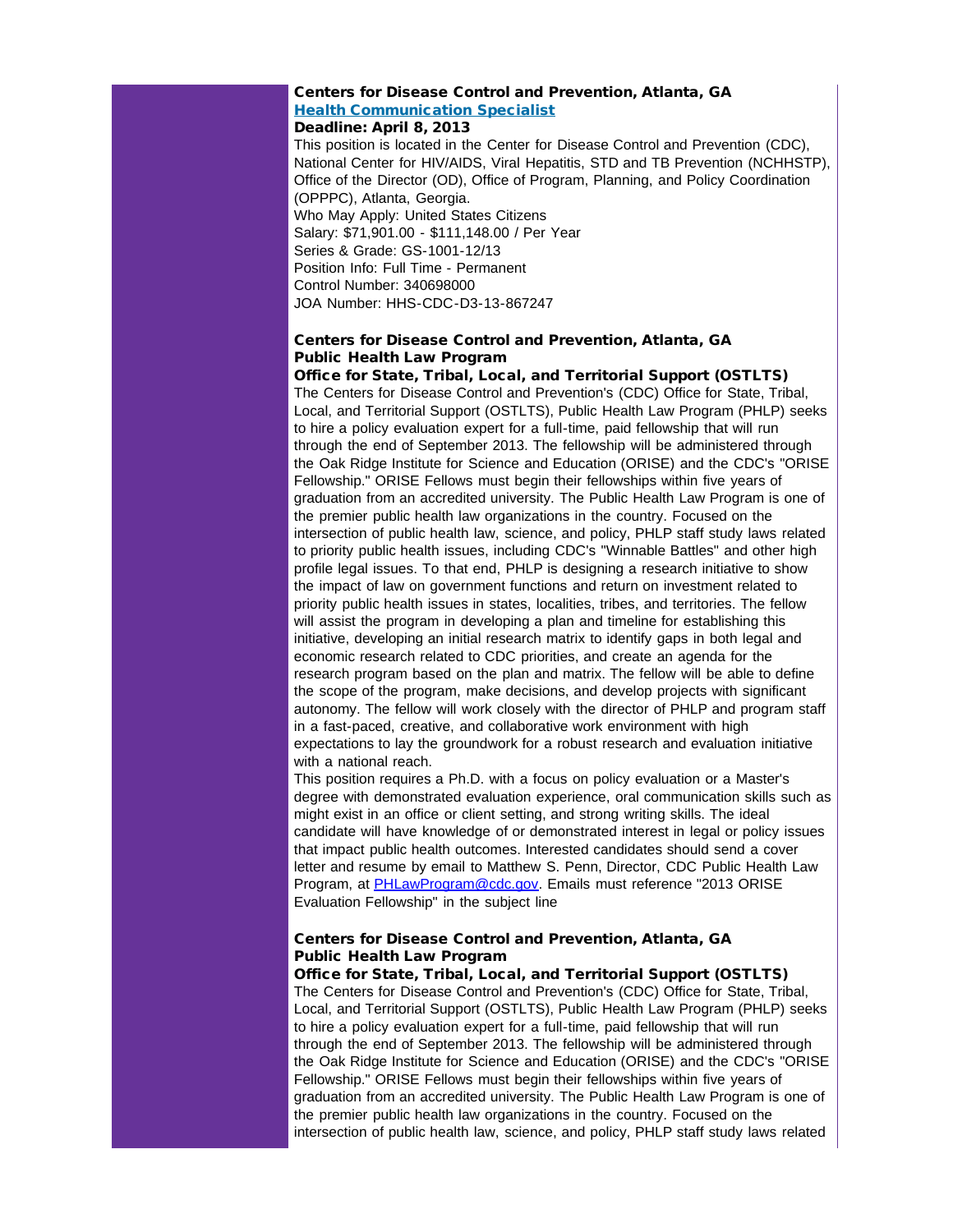**Centers for Disease Control and Prevention, Atlanta, GA**
**[Health Communication Specialist]**
**Deadline: April 8, 2013**

This position is located in the Center for Disease Control and Prevention (CDC), National Center for HIV/AIDS, Viral Hepatitis, STD and TB Prevention (NCHHSTP), Office of the Director (OD), Office of Program, Planning, and Policy Coordination (OPPPC), Atlanta, Georgia.
Who May Apply: United States Citizens
Salary: $71,901.00 - $111,148.00 / Per Year
Series & Grade: GS-1001-12/13
Position Info: Full Time - Permanent
Control Number: 340698000
JOA Number: HHS-CDC-D3-13-867247

**Centers for Disease Control and Prevention, Atlanta, GA**
**Public Health Law Program**
**Office for State, Tribal, Local, and Territorial Support (OSTLTS)**

The Centers for Disease Control and Prevention's (CDC) Office for State, Tribal, Local, and Territorial Support (OSTLTS), Public Health Law Program (PHLP) seeks to hire a policy evaluation expert for a full-time, paid fellowship that will run through the end of September 2013. The fellowship will be administered through the Oak Ridge Institute for Science and Education (ORISE) and the CDC's "ORISE Fellowship." ORISE Fellows must begin their fellowships within five years of graduation from an accredited university. The Public Health Law Program is one of the premier public health law organizations in the country. Focused on the intersection of public health law, science, and policy, PHLP staff study laws related to priority public health issues, including CDC's "Winnable Battles" and other high profile legal issues. To that end, PHLP is designing a research initiative to show the impact of law on government functions and return on investment related to priority public health issues in states, localities, tribes, and territories. The fellow will assist the program in developing a plan and timeline for establishing this initiative, developing an initial research matrix to identify gaps in both legal and economic research related to CDC priorities, and create an agenda for the research program based on the plan and matrix. The fellow will be able to define the scope of the program, make decisions, and develop projects with significant autonomy. The fellow will work closely with the director of PHLP and program staff in a fast-paced, creative, and collaborative work environment with high expectations to lay the groundwork for a robust research and evaluation initiative with a national reach.

This position requires a Ph.D. with a focus on policy evaluation or a Master's degree with demonstrated evaluation experience, oral communication skills such as might exist in an office or client setting, and strong writing skills. The ideal candidate will have knowledge of or demonstrated interest in legal or policy issues that impact public health outcomes. Interested candidates should send a cover letter and resume by email to Matthew S. Penn, Director, CDC Public Health Law Program, at PHLawProgram@cdc.gov. Emails must reference "2013 ORISE Evaluation Fellowship" in the subject line

**Centers for Disease Control and Prevention, Atlanta, GA**
**Public Health Law Program**
**Office for State, Tribal, Local, and Territorial Support (OSTLTS)**

The Centers for Disease Control and Prevention's (CDC) Office for State, Tribal, Local, and Territorial Support (OSTLTS), Public Health Law Program (PHLP) seeks to hire a policy evaluation expert for a full-time, paid fellowship that will run through the end of September 2013. The fellowship will be administered through the Oak Ridge Institute for Science and Education (ORISE) and the CDC's "ORISE Fellowship." ORISE Fellows must begin their fellowships within five years of graduation from an accredited university. The Public Health Law Program is one of the premier public health law organizations in the country. Focused on the intersection of public health law, science, and policy, PHLP staff study laws related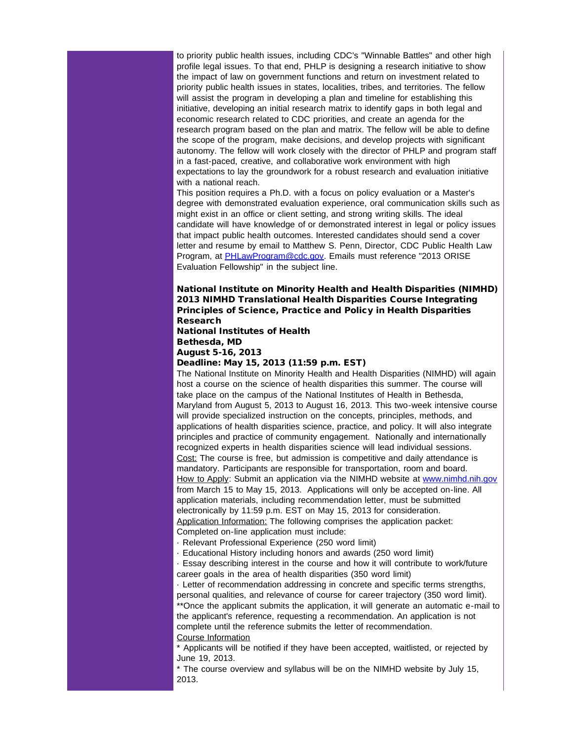to priority public health issues, including CDC's "Winnable Battles" and other high profile legal issues. To that end, PHLP is designing a research initiative to show the impact of law on government functions and return on investment related to priority public health issues in states, localities, tribes, and territories. The fellow will assist the program in developing a plan and timeline for establishing this initiative, developing an initial research matrix to identify gaps in both legal and economic research related to CDC priorities, and create an agenda for the research program based on the plan and matrix. The fellow will be able to define the scope of the program, make decisions, and develop projects with significant autonomy. The fellow will work closely with the director of PHLP and program staff in a fast-paced, creative, and collaborative work environment with high expectations to lay the groundwork for a robust research and evaluation initiative with a national reach.

This position requires a Ph.D. with a focus on policy evaluation or a Master's degree with demonstrated evaluation experience, oral communication skills such as might exist in an office or client setting, and strong writing skills. The ideal candidate will have knowledge of or demonstrated interest in legal or policy issues that impact public health outcomes. Interested candidates should send a cover letter and resume by email to Matthew S. Penn, Director, CDC Public Health Law Program, at PHLawProgram@cdc.gov. Emails must reference "2013 ORISE Evaluation Fellowship" in the subject line.

**National Institute on Minority Health and Health Disparities (NIMHD) 2013 NIMHD Translational Health Disparities Course Integrating Principles of Science, Practice and Policy in Health Disparities Research**
**National Institutes of Health**
**Bethesda, MD**
**August 5-16, 2013**
**Deadline: May 15, 2013 (11:59 p.m. EST)**

The National Institute on Minority Health and Health Disparities (NIMHD) will again host a course on the science of health disparities this summer. The course will take place on the campus of the National Institutes of Health in Bethesda, Maryland from August 5, 2013 to August 16, 2013. This two-week intensive course will provide specialized instruction on the concepts, principles, methods, and applications of health disparities science, practice, and policy. It will also integrate principles and practice of community engagement. Nationally and internationally recognized experts in health disparities science will lead individual sessions.

Cost: The course is free, but admission is competitive and daily attendance is mandatory. Participants are responsible for transportation, room and board.

How to Apply: Submit an application via the NIMHD website at www.nimhd.nih.gov from March 15 to May 15, 2013. Applications will only be accepted on-line. All application materials, including recommendation letter, must be submitted electronically by 11:59 p.m. EST on May 15, 2013 for consideration.

Application Information: The following comprises the application packet:
Completed on-line application must include:

- Relevant Professional Experience (250 word limit)
- Educational History including honors and awards (250 word limit)
- Essay describing interest in the course and how it will contribute to work/future career goals in the area of health disparities (350 word limit)
- Letter of recommendation addressing in concrete and specific terms strengths, personal qualities, and relevance of course for career trajectory (350 word limit).

**Once the applicant submits the application, it will generate an automatic e-mail to the applicant's reference, requesting a recommendation. An application is not complete until the reference submits the letter of recommendation.

Course Information

* Applicants will be notified if they have been accepted, waitlisted, or rejected by June 19, 2013.
* The course overview and syllabus will be on the NIMHD website by July 15, 2013.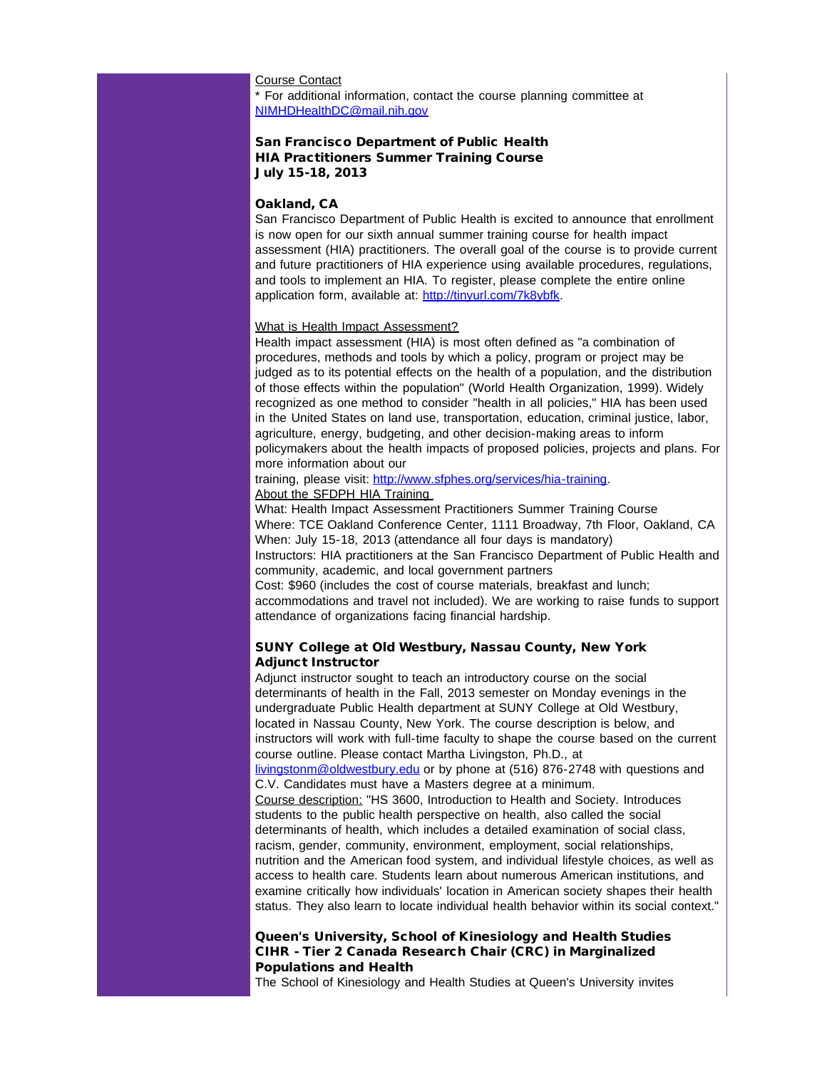Course Contact

* For additional information, contact the course planning committee at NIMHDHealthDC@mail.nih.gov

### San Francisco Department of Public Health
### HIA Practitioners Summer Training Course
### July 15-18, 2013

### Oakland, CA

San Francisco Department of Public Health is excited to announce that enrollment is now open for our sixth annual summer training course for health impact assessment (HIA) practitioners. The overall goal of the course is to provide current and future practitioners of HIA experience using available procedures, regulations, and tools to implement an HIA. To register, please complete the entire online application form, available at: http://tinyurl.com/7k8ybfk.

What is Health Impact Assessment?

Health impact assessment (HIA) is most often defined as "a combination of procedures, methods and tools by which a policy, program or project may be judged as to its potential effects on the health of a population, and the distribution of those effects within the population" (World Health Organization, 1999). Widely recognized as one method to consider "health in all policies," HIA has been used in the United States on land use, transportation, education, criminal justice, labor, agriculture, energy, budgeting, and other decision-making areas to inform policymakers about the health impacts of proposed policies, projects and plans. For more information about our training, please visit: http://www.sfphes.org/services/hia-training.

About the SFDPH HIA Training

What: Health Impact Assessment Practitioners Summer Training Course
Where: TCE Oakland Conference Center, 1111 Broadway, 7th Floor, Oakland, CA
When: July 15-18, 2013 (attendance all four days is mandatory)
Instructors: HIA practitioners at the San Francisco Department of Public Health and community, academic, and local government partners
Cost: $960 (includes the cost of course materials, breakfast and lunch; accommodations and travel not included). We are working to raise funds to support attendance of organizations facing financial hardship.

### SUNY College at Old Westbury, Nassau County, New York
### Adjunct Instructor

Adjunct instructor sought to teach an introductory course on the social determinants of health in the Fall, 2013 semester on Monday evenings in the undergraduate Public Health department at SUNY College at Old Westbury, located in Nassau County, New York. The course description is below, and instructors will work with full-time faculty to shape the course based on the current course outline. Please contact Martha Livingston, Ph.D., at livingstonm@oldwestbury.edu or by phone at (516) 876-2748 with questions and C.V. Candidates must have a Masters degree at a minimum.

Course description: "HS 3600, Introduction to Health and Society. Introduces students to the public health perspective on health, also called the social determinants of health, which includes a detailed examination of social class, racism, gender, community, environment, employment, social relationships, nutrition and the American food system, and individual lifestyle choices, as well as access to health care. Students learn about numerous American institutions, and examine critically how individuals' location in American society shapes their health status. They also learn to locate individual health behavior within its social context."

### Queen's University, School of Kinesiology and Health Studies
### CIHR - Tier 2 Canada Research Chair (CRC) in Marginalized Populations and Health

The School of Kinesiology and Health Studies at Queen's University invites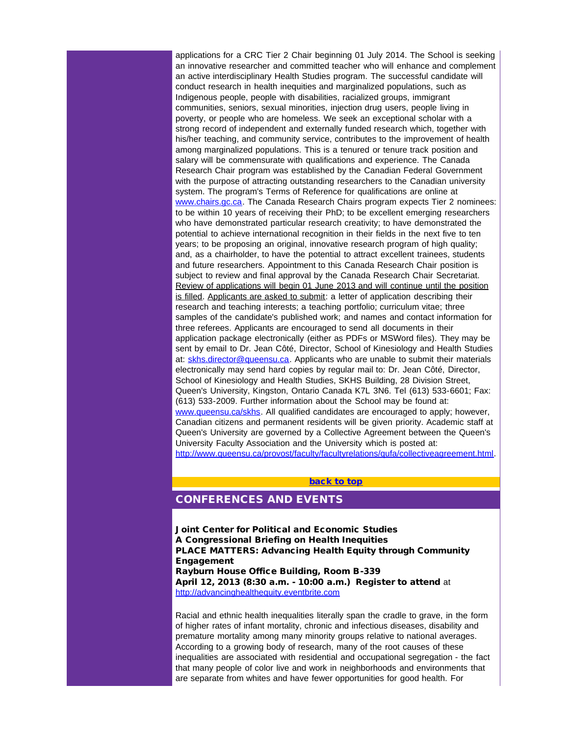applications for a CRC Tier 2 Chair beginning 01 July 2014. The School is seeking an innovative researcher and committed teacher who will enhance and complement an active interdisciplinary Health Studies program. The successful candidate will conduct research in health inequities and marginalized populations, such as Indigenous people, people with disabilities, racialized groups, immigrant communities, seniors, sexual minorities, injection drug users, people living in poverty, or people who are homeless. We seek an exceptional scholar with a strong record of independent and externally funded research which, together with his/her teaching, and community service, contributes to the improvement of health among marginalized populations. This is a tenured or tenure track position and salary will be commensurate with qualifications and experience. The Canada Research Chair program was established by the Canadian Federal Government with the purpose of attracting outstanding researchers to the Canadian university system. The program's Terms of Reference for qualifications are online at [www.chairs.gc.ca](www.chairs.gc.ca). The Canada Research Chairs program expects Tier 2 nominees: to be within 10 years of receiving their PhD; to be excellent emerging researchers who have demonstrated particular research creativity; to have demonstrated the potential to achieve international recognition in their fields in the next five to ten years; to be proposing an original, innovative research program of high quality; and, as a chairholder, to have the potential to attract excellent trainees, students and future researchers. Appointment to this Canada Research Chair position is subject to review and final approval by the Canada Research Chair Secretariat. Review of applications will begin 01 June 2013 and will continue until the position is filled. Applicants are asked to submit: a letter of application describing their research and teaching interests; a teaching portfolio; curriculum vitae; three samples of the candidate's published work; and names and contact information for three referees. Applicants are encouraged to send all documents in their application package electronically (either as PDFs or MSWord files). They may be sent by email to Dr. Jean Côté, Director, School of Kinesiology and Health Studies at: [skhs.director@queensu.ca](mailto:skhs.director@queensu.ca). Applicants who are unable to submit their materials electronically may send hard copies by regular mail to: Dr. Jean Côté, Director, School of Kinesiology and Health Studies, SKHS Building, 28 Division Street, Queen's University, Kingston, Ontario Canada K7L 3N6. Tel (613) 533-6601; Fax: (613) 533-2009. Further information about the School may be found at: [www.queensu.ca/skhs](www.queensu.ca/skhs). All qualified candidates are encouraged to apply; however, Canadian citizens and permanent residents will be given priority. Academic staff at Queen's University are governed by a Collective Agreement between the Queen's University Faculty Association and the University which is posted at: [http://www.queensu.ca/provost/faculty/facultyrelations/qufa/collectiveagreement.html](http://www.queensu.ca/provost/faculty/facultyrelations/qufa/collectiveagreement.html).

**back to top**

## CONFERENCES AND EVENTS

**Joint Center for Political and Economic Studies**
**A Congressional Briefing on Health Inequities**
**PLACE MATTERS: Advancing Health Equity through Community Engagement**
**Rayburn House Office Building, Room B-339**
**April 12, 2013 (8:30 a.m. - 10:00 a.m.) Register to attend** at [http://advancinghealthequity.eventbrite.com](http://advancinghealthequity.eventbrite.com)

Racial and ethnic health inequalities literally span the cradle to grave, in the form of higher rates of infant mortality, chronic and infectious diseases, disability and premature mortality among many minority groups relative to national averages. According to a growing body of research, many of the root causes of these inequalities are associated with residential and occupational segregation - the fact that many people of color live and work in neighborhoods and environments that are separate from whites and have fewer opportunities for good health. For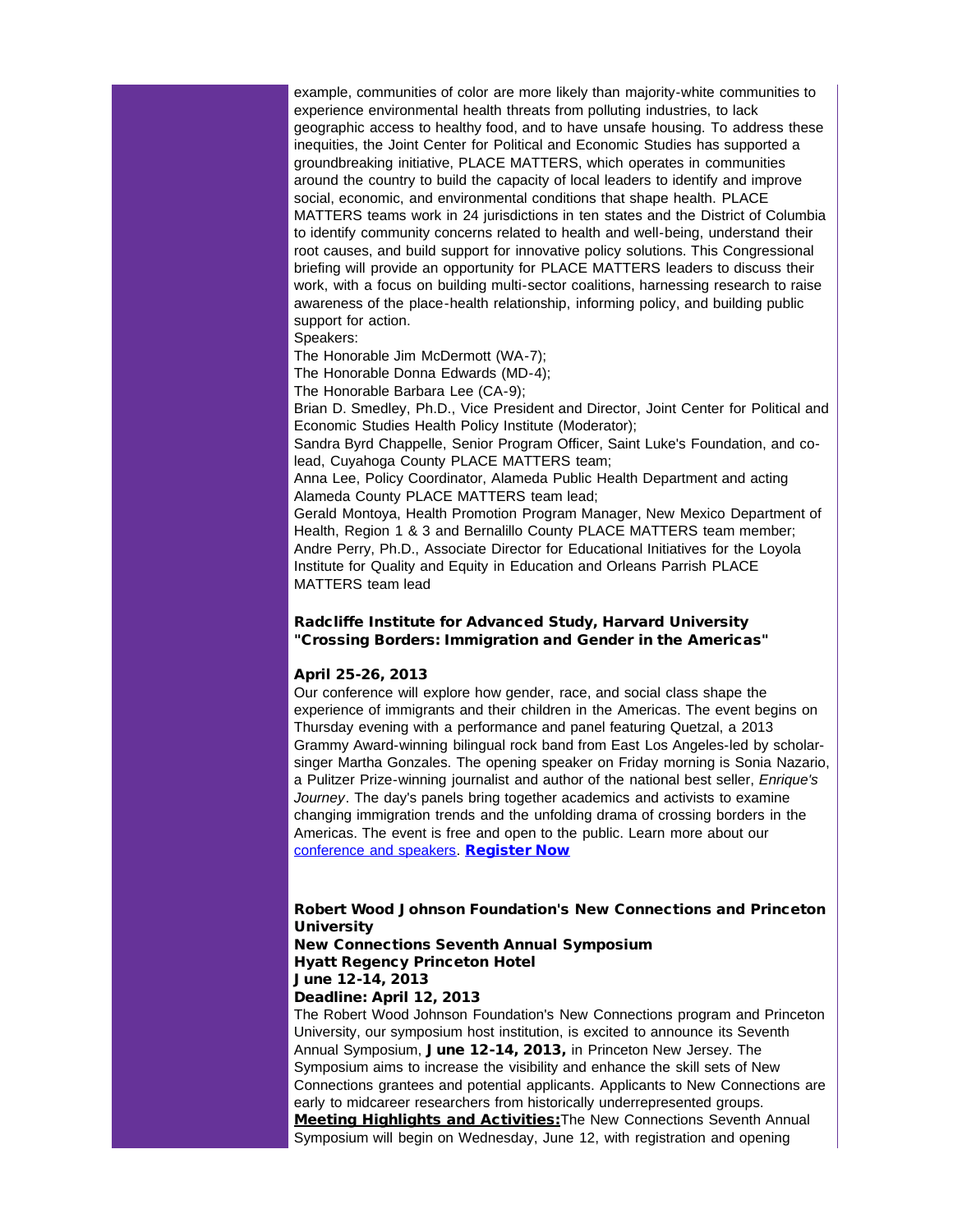example, communities of color are more likely than majority-white communities to experience environmental health threats from polluting industries, to lack geographic access to healthy food, and to have unsafe housing. To address these inequities, the Joint Center for Political and Economic Studies has supported a groundbreaking initiative, PLACE MATTERS, which operates in communities around the country to build the capacity of local leaders to identify and improve social, economic, and environmental conditions that shape health. PLACE MATTERS teams work in 24 jurisdictions in ten states and the District of Columbia to identify community concerns related to health and well-being, understand their root causes, and build support for innovative policy solutions. This Congressional briefing will provide an opportunity for PLACE MATTERS leaders to discuss their work, with a focus on building multi-sector coalitions, harnessing research to raise awareness of the place-health relationship, informing policy, and building public support for action.

Speakers:

The Honorable Jim McDermott (WA-7);

The Honorable Donna Edwards (MD-4);

The Honorable Barbara Lee (CA-9);

Brian D. Smedley, Ph.D., Vice President and Director, Joint Center for Political and Economic Studies Health Policy Institute (Moderator);

Sandra Byrd Chappelle, Senior Program Officer, Saint Luke's Foundation, and co-lead, Cuyahoga County PLACE MATTERS team;

Anna Lee, Policy Coordinator, Alameda Public Health Department and acting Alameda County PLACE MATTERS team lead;

Gerald Montoya, Health Promotion Program Manager, New Mexico Department of Health, Region 1 & 3 and Bernalillo County PLACE MATTERS team member;

Andre Perry, Ph.D., Associate Director for Educational Initiatives for the Loyola Institute for Quality and Equity in Education and Orleans Parrish PLACE MATTERS team lead

**Radcliffe Institute for Advanced Study, Harvard University**
**"Crossing Borders: Immigration and Gender in the Americas"**

**April 25-26, 2013**

Our conference will explore how gender, race, and social class shape the experience of immigrants and their children in the Americas. The event begins on Thursday evening with a performance and panel featuring Quetzal, a 2013 Grammy Award-winning bilingual rock band from East Los Angeles-led by scholar-singer Martha Gonzales. The opening speaker on Friday morning is Sonia Nazario, a Pulitzer Prize-winning journalist and author of the national best seller, *Enrique's Journey*. The day's panels bring together academics and activists to examine changing immigration trends and the unfolding drama of crossing borders in the Americas. The event is free and open to the public. Learn more about our conference and speakers. **Register Now**

**Robert Wood Johnson Foundation's New Connections and Princeton University**
**New Connections Seventh Annual Symposium**
**Hyatt Regency Princeton Hotel**
**June 12-14, 2013**
**Deadline: April 12, 2013**

The Robert Wood Johnson Foundation's New Connections program and Princeton University, our symposium host institution, is excited to announce its Seventh Annual Symposium, **June 12-14, 2013,** in Princeton New Jersey. The Symposium aims to increase the visibility and enhance the skill sets of New Connections grantees and potential applicants. Applicants to New Connections are early to midcareer researchers from historically underrepresented groups.

**Meeting Highlights and Activities:**The New Connections Seventh Annual Symposium will begin on Wednesday, June 12, with registration and opening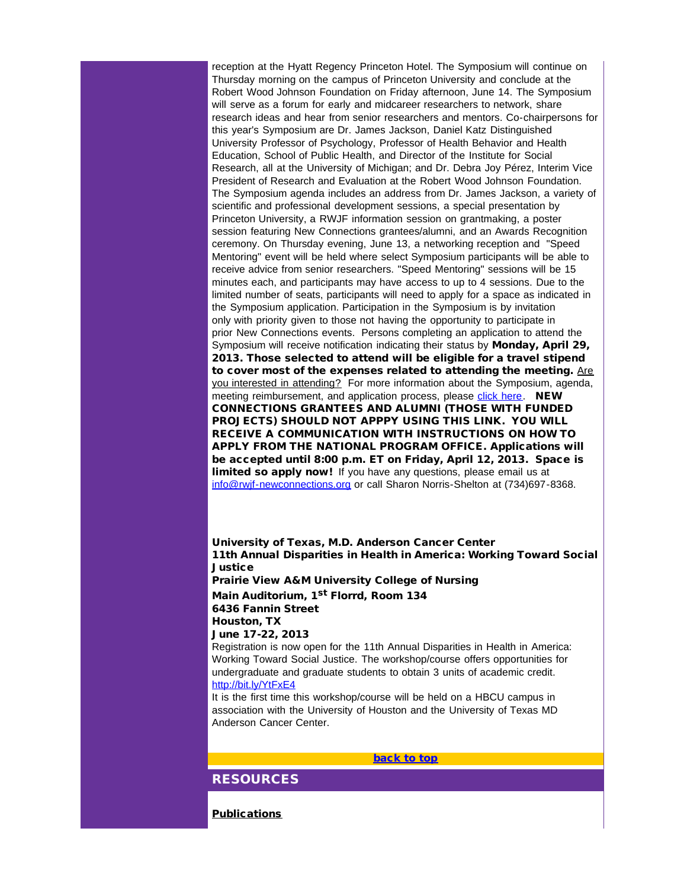reception at the Hyatt Regency Princeton Hotel. The Symposium will continue on Thursday morning on the campus of Princeton University and conclude at the Robert Wood Johnson Foundation on Friday afternoon, June 14. The Symposium will serve as a forum for early and midcareer researchers to network, share research ideas and hear from senior researchers and mentors. Co-chairpersons for this year's Symposium are Dr. James Jackson, Daniel Katz Distinguished University Professor of Psychology, Professor of Health Behavior and Health Education, School of Public Health, and Director of the Institute for Social Research, all at the University of Michigan; and Dr. Debra Joy Pérez, Interim Vice President of Research and Evaluation at the Robert Wood Johnson Foundation. The Symposium agenda includes an address from Dr. James Jackson, a variety of scientific and professional development sessions, a special presentation by Princeton University, a RWJF information session on grantmaking, a poster session featuring New Connections grantees/alumni, and an Awards Recognition ceremony. On Thursday evening, June 13, a networking reception and "Speed Mentoring" event will be held where select Symposium participants will be able to receive advice from senior researchers. "Speed Mentoring" sessions will be 15 minutes each, and participants may have access to up to 4 sessions. Due to the limited number of seats, participants will need to apply for a space as indicated in the Symposium application. Participation in the Symposium is by invitation only with priority given to those not having the opportunity to participate in prior New Connections events. Persons completing an application to attend the Symposium will receive notification indicating their status by **Monday, April 29, 2013. Those selected to attend will be eligible for a travel stipend to cover most of the expenses related to attending the meeting.** Are you interested in attending? For more information about the Symposium, agenda, meeting reimbursement, and application process, please click here. **NEW CONNECTIONS GRANTEES AND ALUMNI (THOSE WITH FUNDED PROJECTS) SHOULD NOT APPPY USING THIS LINK. YOU WILL RECEIVE A COMMUNICATION WITH INSTRUCTIONS ON HOW TO APPLY FROM THE NATIONAL PROGRAM OFFICE. Applications will be accepted until 8:00 p.m. ET on Friday, April 12, 2013. Space is limited so apply now!** If you have any questions, please email us at info@rwjf-newconnections.org or call Sharon Norris-Shelton at (734)697-8368.

**University of Texas, M.D. Anderson Cancer Center**
**11th Annual Disparities in Health in America: Working Toward Social Justice**
**Prairie View A&M University College of Nursing**
**Main Auditorium, 1st Florrd, Room 134**
**6436 Fannin Street**
**Houston, TX**
**June 17-22, 2013**

Registration is now open for the 11th Annual Disparities in Health in America: Working Toward Social Justice. The workshop/course offers opportunities for undergraduate and graduate students to obtain 3 units of academic credit. http://bit.ly/YtFxE4

It is the first time this workshop/course will be held on a HBCU campus in association with the University of Houston and the University of Texas MD Anderson Cancer Center.

back to top

## RESOURCES

**Publications**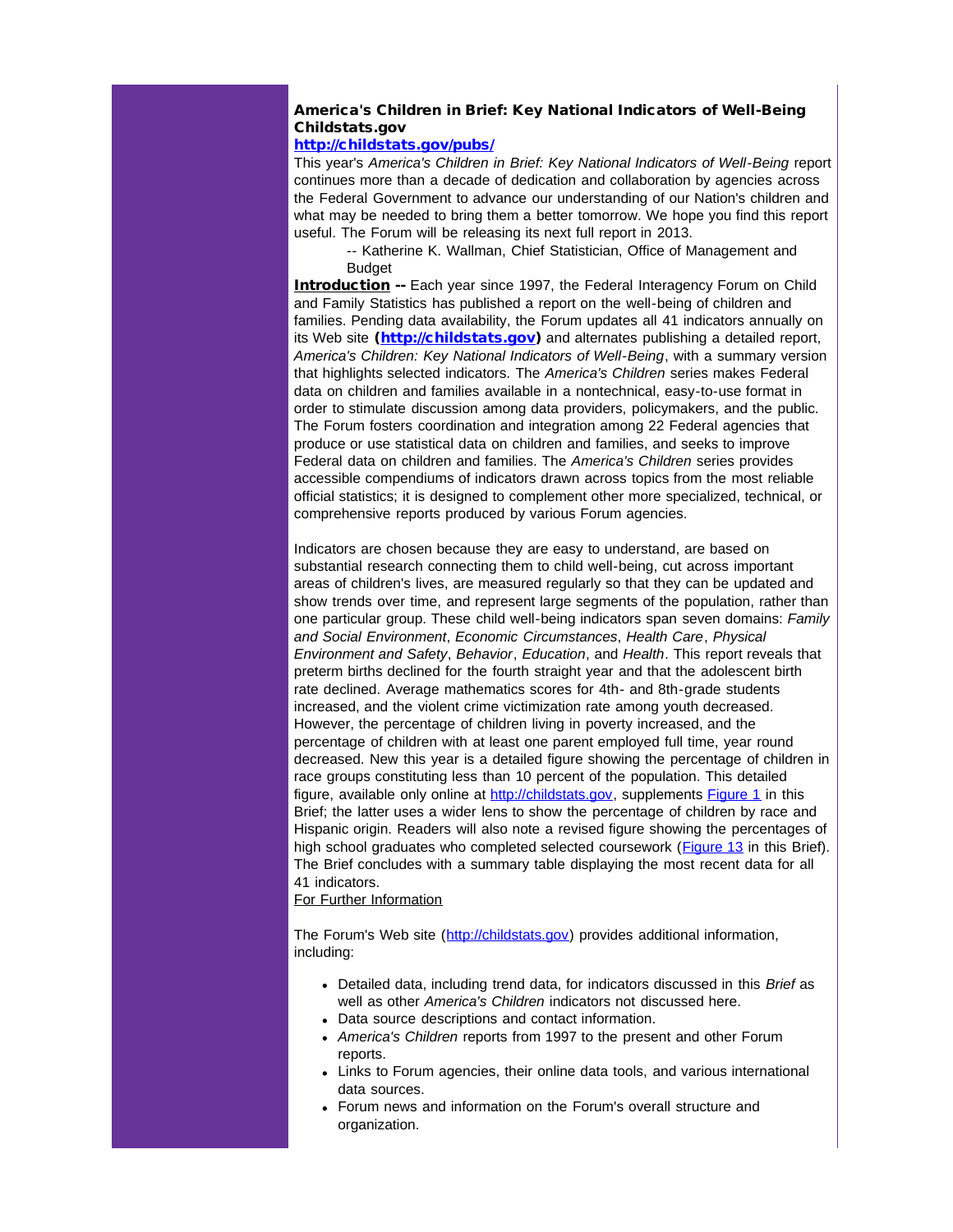### America's Children in Brief: Key National Indicators of Well-Being Childstats.gov

**http://childstats.gov/pubs/**

This year's *America's Children in Brief: Key National Indicators of Well-Being* report continues more than a decade of dedication and collaboration by agencies across the Federal Government to advance our understanding of our Nation's children and what may be needed to bring them a better tomorrow. We hope you find this report useful. The Forum will be releasing its next full report in 2013.

> -- Katherine K. Wallman, Chief Statistician, Office of Management and Budget

**Introduction --** Each year since 1997, the Federal Interagency Forum on Child and Family Statistics has published a report on the well-being of children and families. Pending data availability, the Forum updates all 41 indicators annually on its Web site **(http://childstats.gov)** and alternates publishing a detailed report, *America's Children: Key National Indicators of Well-Being*, with a summary version that highlights selected indicators. The *America's Children* series makes Federal data on children and families available in a nontechnical, easy-to-use format in order to stimulate discussion among data providers, policymakers, and the public. The Forum fosters coordination and integration among 22 Federal agencies that produce or use statistical data on children and families, and seeks to improve Federal data on children and families. The *America's Children* series provides accessible compendiums of indicators drawn across topics from the most reliable official statistics; it is designed to complement other more specialized, technical, or comprehensive reports produced by various Forum agencies.

Indicators are chosen because they are easy to understand, are based on substantial research connecting them to child well-being, cut across important areas of children's lives, are measured regularly so that they can be updated and show trends over time, and represent large segments of the population, rather than one particular group. These child well-being indicators span seven domains: *Family and Social Environment*, *Economic Circumstances*, *Health Care*, *Physical Environment and Safety*, *Behavior*, *Education*, and *Health*. This report reveals that preterm births declined for the fourth straight year and that the adolescent birth rate declined. Average mathematics scores for 4th- and 8th-grade students increased, and the violent crime victimization rate among youth decreased. However, the percentage of children living in poverty increased, and the percentage of children with at least one parent employed full time, year round decreased. New this year is a detailed figure showing the percentage of children in race groups constituting less than 10 percent of the population. This detailed figure, available only online at http://childstats.gov, supplements Figure 1 in this Brief; the latter uses a wider lens to show the percentage of children by race and Hispanic origin. Readers will also note a revised figure showing the percentages of high school graduates who completed selected coursework (Figure 13 in this Brief). The Brief concludes with a summary table displaying the most recent data for all 41 indicators.

For Further Information

The Forum's Web site (http://childstats.gov) provides additional information, including:

- Detailed data, including trend data, for indicators discussed in this *Brief* as well as other *America's Children* indicators not discussed here.
- Data source descriptions and contact information.
- *America's Children* reports from 1997 to the present and other Forum reports.
- Links to Forum agencies, their online data tools, and various international data sources.
- Forum news and information on the Forum's overall structure and organization.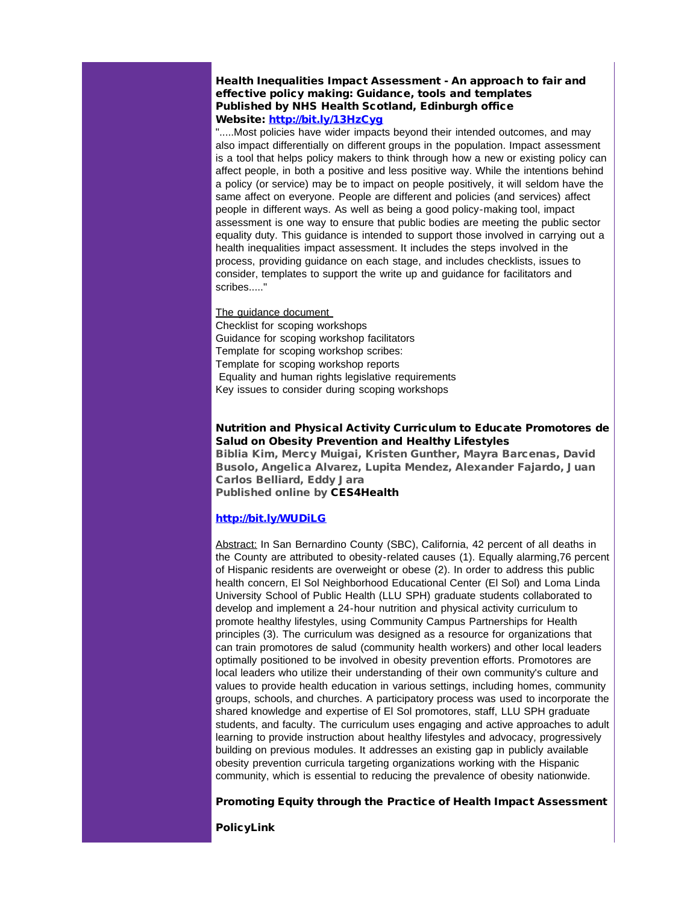### Health Inequalities Impact Assessment - An approach to fair and effective policy making: Guidance, tools and templates

**Published by NHS Health Scotland, Edinburgh office**

**Website: [http://bit.ly/13HzCyg](http://bit.ly/13HzCyg)**

".....Most policies have wider impacts beyond their intended outcomes, and may also impact differentially on different groups in the population. Impact assessment is a tool that helps policy makers to think through how a new or existing policy can affect people, in both a positive and less positive way. While the intentions behind a policy (or service) may be to impact on people positively, it will seldom have the same affect on everyone. People are different and policies (and services) affect people in different ways. As well as being a good policy-making tool, impact assessment is one way to ensure that public bodies are meeting the public sector equality duty. This guidance is intended to support those involved in carrying out a health inequalities impact assessment. It includes the steps involved in the process, providing guidance on each stage, and includes checklists, issues to consider, templates to support the write up and guidance for facilitators and scribes....."

The guidance document
Checklist for scoping workshops
Guidance for scoping workshop facilitators
Template for scoping workshop scribes:
Template for scoping workshop reports
Equality and human rights legislative requirements
Key issues to consider during scoping workshops

### Nutrition and Physical Activity Curriculum to Educate Promotores de Salud on Obesity Prevention and Healthy Lifestyles

**Biblia Kim, Mercy Muigai, Kristen Gunther, Mayra Barcenas, David Busolo, Angelica Alvarez, Lupita Mendez, Alexander Fajardo, Juan Carlos Belliard, Eddy Jara**

**Published online by CES4Health**

**[http://bit.ly/WUDiLG](http://bit.ly/WUDiLG)**

Abstract: In San Bernardino County (SBC), California, 42 percent of all deaths in the County are attributed to obesity-related causes (1). Equally alarming,76 percent of Hispanic residents are overweight or obese (2). In order to address this public health concern, El Sol Neighborhood Educational Center (El Sol) and Loma Linda University School of Public Health (LLU SPH) graduate students collaborated to develop and implement a 24-hour nutrition and physical activity curriculum to promote healthy lifestyles, using Community Campus Partnerships for Health principles (3). The curriculum was designed as a resource for organizations that can train promotores de salud (community health workers) and other local leaders optimally positioned to be involved in obesity prevention efforts. Promotores are local leaders who utilize their understanding of their own community's culture and values to provide health education in various settings, including homes, community groups, schools, and churches. A participatory process was used to incorporate the shared knowledge and expertise of El Sol promotores, staff, LLU SPH graduate students, and faculty. The curriculum uses engaging and active approaches to adult learning to provide instruction about healthy lifestyles and advocacy, progressively building on previous modules. It addresses an existing gap in publicly available obesity prevention curricula targeting organizations working with the Hispanic community, which is essential to reducing the prevalence of obesity nationwide.

### Promoting Equity through the Practice of Health Impact Assessment

**PolicyLink**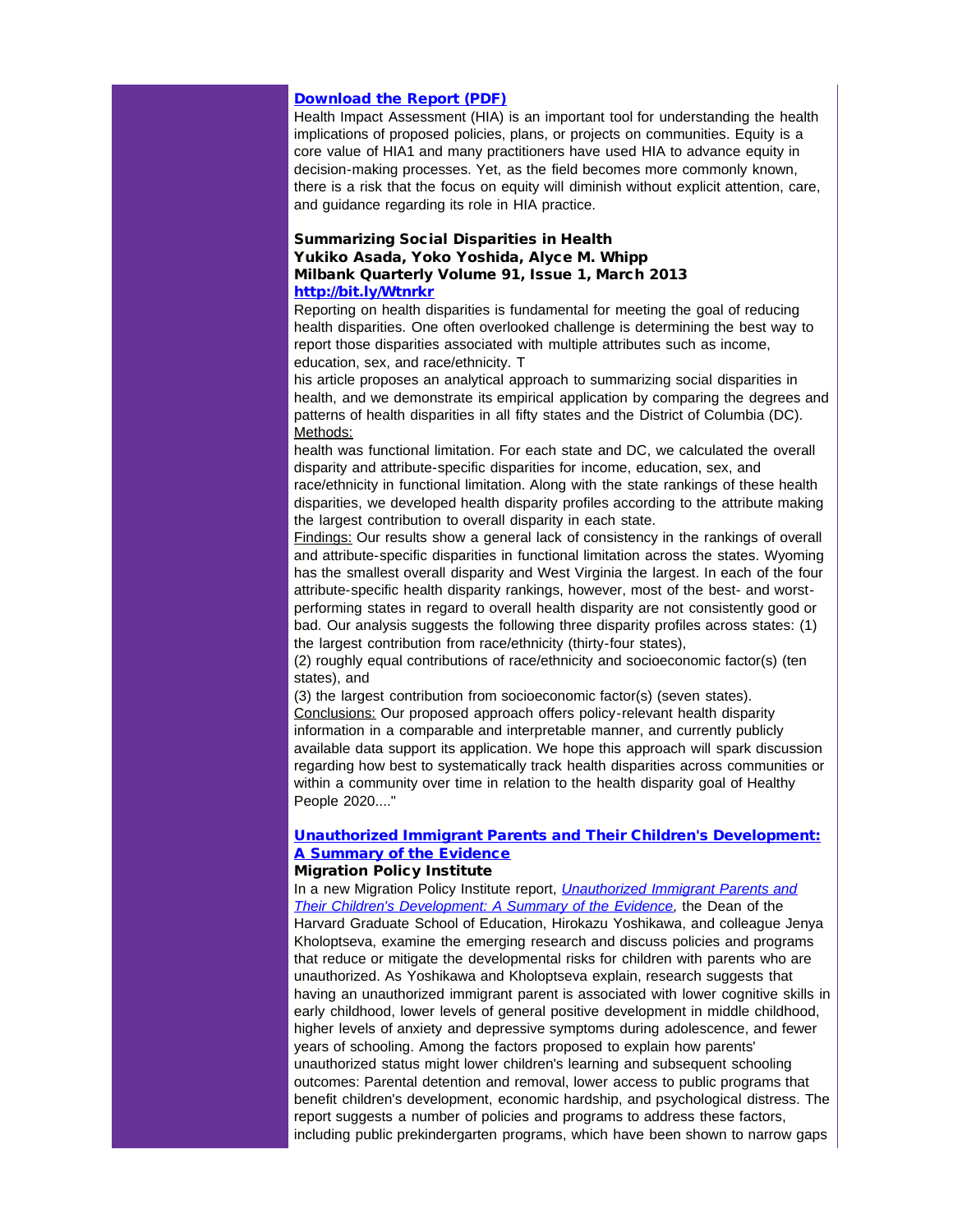**[Download the Report (PDF)](#)**

Health Impact Assessment (HIA) is an important tool for understanding the health implications of proposed policies, plans, or projects on communities. Equity is a core value of HIA1 and many practitioners have used HIA to advance equity in decision-making processes. Yet, as the field becomes more commonly known, there is a risk that the focus on equity will diminish without explicit attention, care, and guidance regarding its role in HIA practice.

**Summarizing Social Disparities in Health**
**Yukiko Asada, Yoko Yoshida, Alyce M. Whipp**
**Milbank Quarterly Volume 91, Issue 1, March 2013**
**[http://bit.ly/Wtnrkr](http://bit.ly/Wtnrkr)**

Reporting on health disparities is fundamental for meeting the goal of reducing health disparities. One often overlooked challenge is determining the best way to report those disparities associated with multiple attributes such as income, education, sex, and race/ethnicity. T

his article proposes an analytical approach to summarizing social disparities in health, and we demonstrate its empirical application by comparing the degrees and patterns of health disparities in all fifty states and the District of Columbia (DC).

Methods:

health was functional limitation. For each state and DC, we calculated the overall disparity and attribute-specific disparities for income, education, sex, and race/ethnicity in functional limitation. Along with the state rankings of these health disparities, we developed health disparity profiles according to the attribute making the largest contribution to overall disparity in each state.

Findings: Our results show a general lack of consistency in the rankings of overall and attribute-specific disparities in functional limitation across the states. Wyoming has the smallest overall disparity and West Virginia the largest. In each of the four attribute-specific health disparity rankings, however, most of the best- and worst-performing states in regard to overall health disparity are not consistently good or bad. Our analysis suggests the following three disparity profiles across states: (1) the largest contribution from race/ethnicity (thirty-four states),

(2) roughly equal contributions of race/ethnicity and socioeconomic factor(s) (ten states), and

(3) the largest contribution from socioeconomic factor(s) (seven states).

Conclusions: Our proposed approach offers policy-relevant health disparity information in a comparable and interpretable manner, and currently publicly available data support its application. We hope this approach will spark discussion regarding how best to systematically track health disparities across communities or within a community over time in relation to the health disparity goal of Healthy People 2020...."

**[Unauthorized Immigrant Parents and Their Children's Development: A Summary of the Evidence](#)**
**Migration Policy Institute**

In a new Migration Policy Institute report, *[Unauthorized Immigrant Parents and Their Children's Development: A Summary of the Evidence](#)*, the Dean of the Harvard Graduate School of Education, Hirokazu Yoshikawa, and colleague Jenya Kholoptseva, examine the emerging research and discuss policies and programs that reduce or mitigate the developmental risks for children with parents who are unauthorized. As Yoshikawa and Kholoptseva explain, research suggests that having an unauthorized immigrant parent is associated with lower cognitive skills in early childhood, lower levels of general positive development in middle childhood, higher levels of anxiety and depressive symptoms during adolescence, and fewer years of schooling. Among the factors proposed to explain how parents' unauthorized status might lower children's learning and subsequent schooling outcomes: Parental detention and removal, lower access to public programs that benefit children's development, economic hardship, and psychological distress. The report suggests a number of policies and programs to address these factors, including public prekindergarten programs, which have been shown to narrow gaps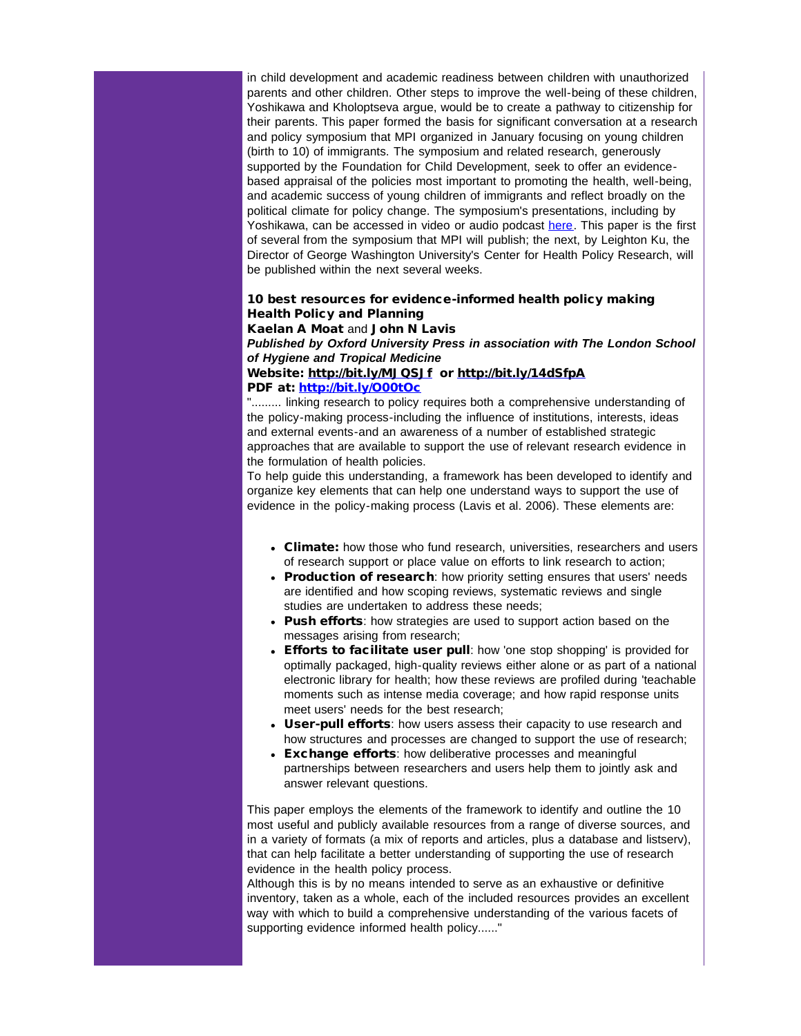in child development and academic readiness between children with unauthorized parents and other children. Other steps to improve the well-being of these children, Yoshikawa and Kholoptseva argue, would be to create a pathway to citizenship for their parents. This paper formed the basis for significant conversation at a research and policy symposium that MPI organized in January focusing on young children (birth to 10) of immigrants. The symposium and related research, generously supported by the Foundation for Child Development, seek to offer an evidence-based appraisal of the policies most important to promoting the health, well-being, and academic success of young children of immigrants and reflect broadly on the political climate for policy change. The symposium's presentations, including by Yoshikawa, can be accessed in video or audio podcast here. This paper is the first of several from the symposium that MPI will publish; the next, by Leighton Ku, the Director of George Washington University's Center for Health Policy Research, will be published within the next several weeks.

**10 best resources for evidence-informed health policy making**
**Health Policy and Planning**
**Kaelan A Moat** and **John N Lavis**
***Published by Oxford University Press in association with The London School of Hygiene and Tropical Medicine***
**Website: http://bit.ly/MJQSJf or http://bit.ly/14dSfpA**
**PDF at: http://bit.ly/O00tOc**

"......... linking research to policy requires both a comprehensive understanding of the policy-making process-including the influence of institutions, interests, ideas and external events-and an awareness of a number of established strategic approaches that are available to support the use of relevant research evidence in the formulation of health policies.

To help guide this understanding, a framework has been developed to identify and organize key elements that can help one understand ways to support the use of evidence in the policy-making process (Lavis et al. 2006). These elements are:

- **Climate:** how those who fund research, universities, researchers and users of research support or place value on efforts to link research to action;
- **Production of research**: how priority setting ensures that users' needs are identified and how scoping reviews, systematic reviews and single studies are undertaken to address these needs;
- **Push efforts**: how strategies are used to support action based on the messages arising from research;
- **Efforts to facilitate user pull**: how 'one stop shopping' is provided for optimally packaged, high-quality reviews either alone or as part of a national electronic library for health; how these reviews are profiled during 'teachable moments such as intense media coverage; and how rapid response units meet users' needs for the best research;
- **User-pull efforts**: how users assess their capacity to use research and how structures and processes are changed to support the use of research;
- **Exchange efforts**: how deliberative processes and meaningful partnerships between researchers and users help them to jointly ask and answer relevant questions.

This paper employs the elements of the framework to identify and outline the 10 most useful and publicly available resources from a range of diverse sources, and in a variety of formats (a mix of reports and articles, plus a database and listserv), that can help facilitate a better understanding of supporting the use of research evidence in the health policy process.

Although this is by no means intended to serve as an exhaustive or definitive inventory, taken as a whole, each of the included resources provides an excellent way with which to build a comprehensive understanding of the various facets of supporting evidence informed health policy......"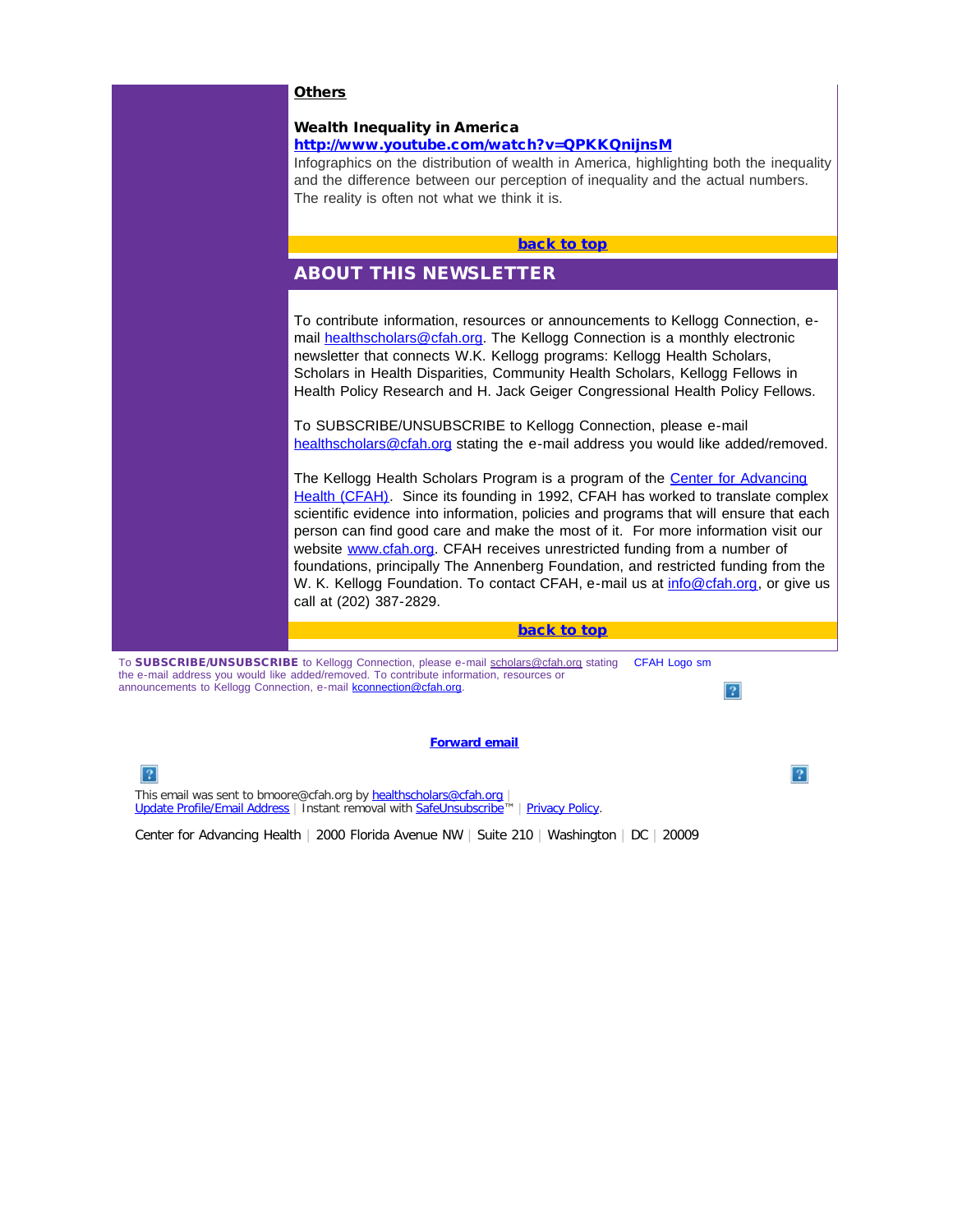**Others**

**Wealth Inequality in America**
**http://www.youtube.com/watch?v=QPKKQnijnsM**
Infographics on the distribution of wealth in America, highlighting both the inequality and the difference between our perception of inequality and the actual numbers. The reality is often not what we think it is.

**back to top**

## ABOUT THIS NEWSLETTER

To contribute information, resources or announcements to Kellogg Connection, e-mail healthscholars@cfah.org. The Kellogg Connection is a monthly electronic newsletter that connects W.K. Kellogg programs: Kellogg Health Scholars, Scholars in Health Disparities, Community Health Scholars, Kellogg Fellows in Health Policy Research and H. Jack Geiger Congressional Health Policy Fellows.

To SUBSCRIBE/UNSUBSCRIBE to Kellogg Connection, please e-mail healthscholars@cfah.org stating the e-mail address you would like added/removed.

The Kellogg Health Scholars Program is a program of the Center for Advancing Health (CFAH). Since its founding in 1992, CFAH has worked to translate complex scientific evidence into information, policies and programs that will ensure that each person can find good care and make the most of it. For more information visit our website www.cfah.org. CFAH receives unrestricted funding from a number of foundations, principally The Annenberg Foundation, and restricted funding from the W. K. Kellogg Foundation. To contact CFAH, e-mail us at info@cfah.org, or give us call at (202) 387-2829.

**back to top**

To **SUBSCRIBE/UNSUBSCRIBE** to Kellogg Connection, please e-mail scholars@cfah.org stating the e-mail address you would like added/removed. To contribute information, resources or announcements to Kellogg Connection, e-mail kconnection@cfah.org.

CFAH Logo sm

**Forward email**

This email was sent to bmoore@cfah.org by healthscholars@cfah.org | Update Profile/Email Address | Instant removal with SafeUnsubscribe™ | Privacy Policy.

Center for Advancing Health | 2000 Florida Avenue NW | Suite 210 | Washington | DC | 20009